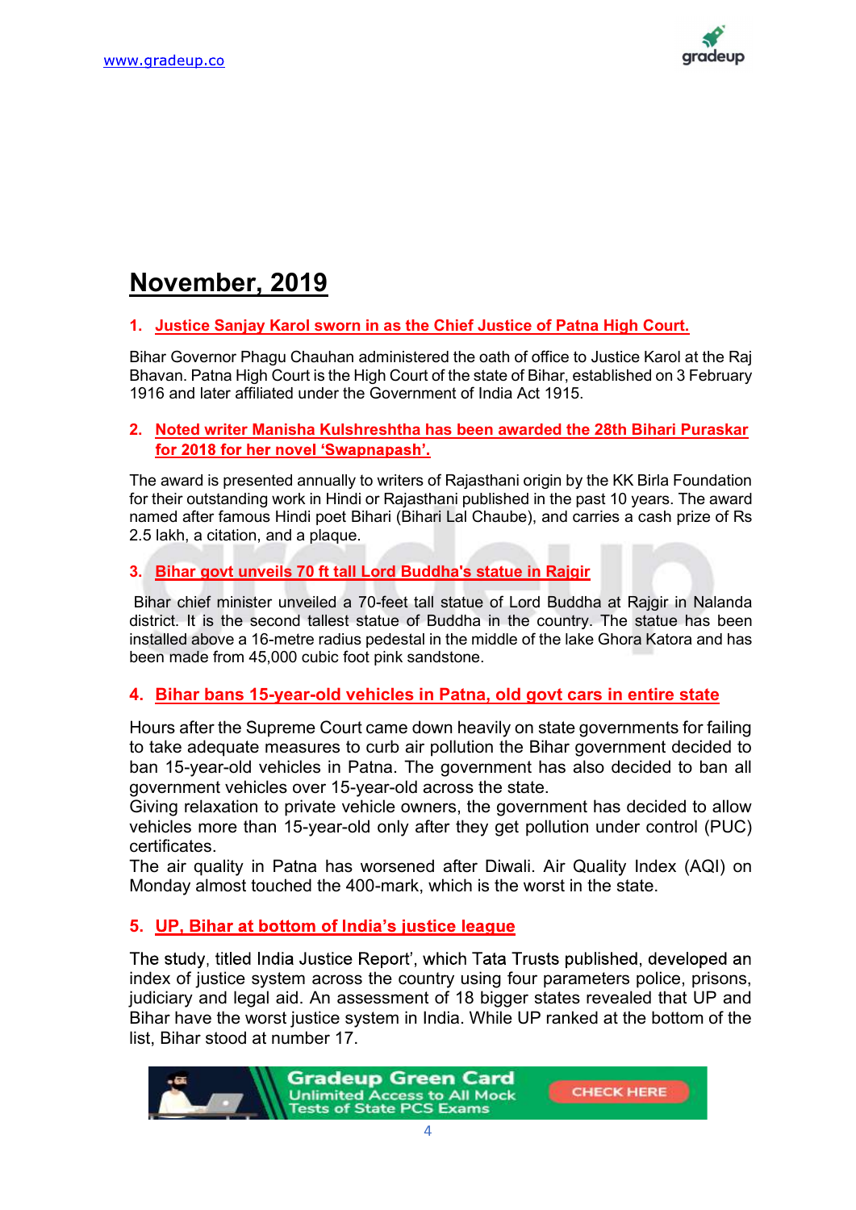# November, 2019

## 1. Justice Sanjay Karol sworn in as the Chief Justice of Patna High Court.

Bihar Governor Phagu Chauhan administered the oath of office to Justice Karol at the Raj Bhavan. Patna High Court is the High Court of the state of Bihar, established on 3 February 1916 and later affiliated under the Government of India Act 1915.

## 2. Noted writer Manisha Kulshreshtha has been awarded the 28th Bihari Puraskar for 2018 for her novel 'Swapnapash'.

The award is presented annually to writers of Rajasthani origin by the KK Birla Foundation for their outstanding work in Hindi or Rajasthani published in the past 10 years. The award named after famous Hindi poet Bihari (Bihari Lal Chaube), and carries a cash prize of Rs 2.5 lakh, a citation, and a plaque.

## 3. Bihar govt unveils 70 ft tall Lord Buddha's statue in Rajgir

Bihar chief minister unveiled a 70-feet tall statue of Lord Buddha at Rajgir in Nalanda district. It is the second tallest statue of Buddha in the country. The statue has been installed above a 16-metre radius pedestal in the middle of the lake Ghora Katora and has been made from 45,000 cubic foot pink sandstone.

## 4. Bihar bans 15-year-old vehicles in Patna, old govt cars in entire state

Hours after the Supreme Court came down heavily on state governments for failing to take adequate measures to curb air pollution the Bihar government decided to ban 15-year-old vehicles in Patna. The government has also decided to ban all government vehicles over 15-year-old across the state.

Giving relaxation to private vehicle owners, the government has decided to allow vehicles more than 15-year-old only after they get pollution under control (PUC) certificates.

The air quality in Patna has worsened after Diwali. Air Quality Index (AQI) on Monday almost touched the 400-mark, which is the worst in the state.

## 5. UP, Bihar at bottom of India's justice league

The study, titled India Justice Report', which Tata Trusts published, developed an index of justice system across the country using four parameters police, prisons, judiciary and legal aid. An assessment of 18 bigger states revealed that UP and Bihar have the worst justice system in India. While UP ranked at the bottom of the list, Bihar stood at number 17.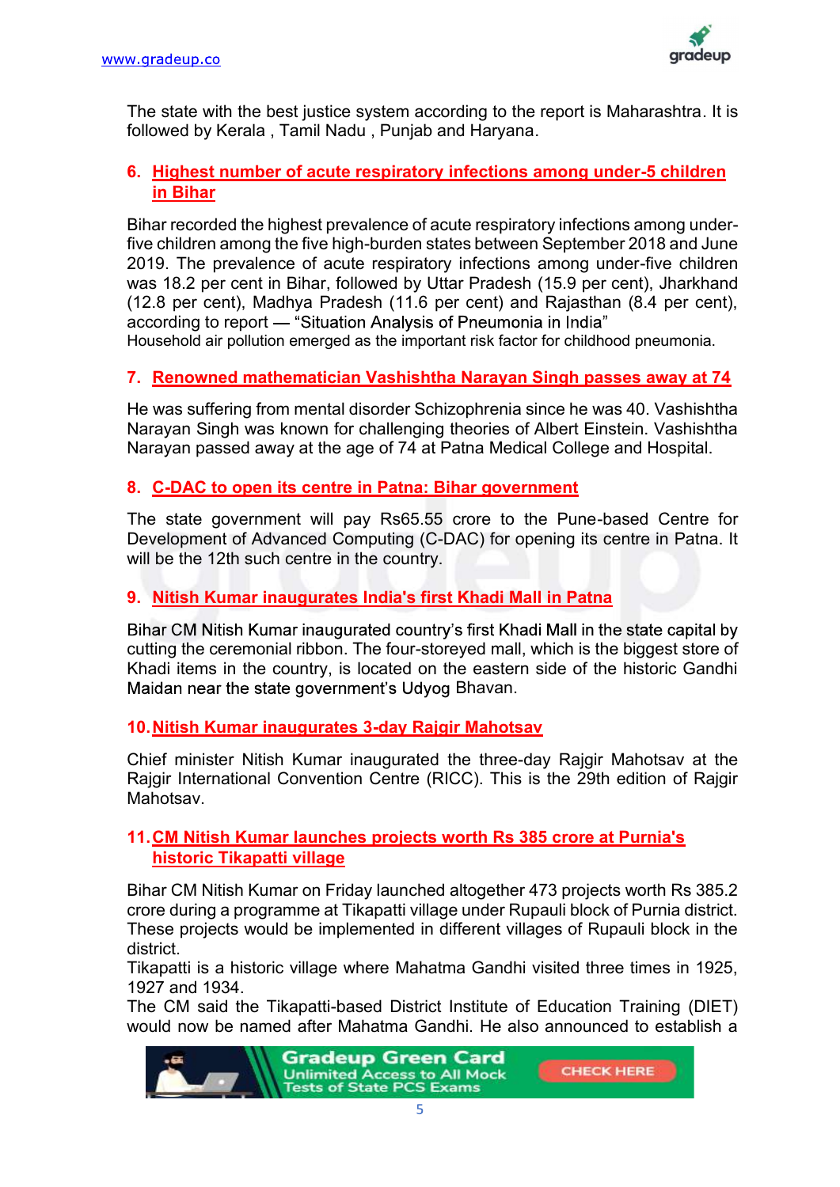The state with the best justice system according to the report is Maharashtra. It is followed by Kerala , Tamil Nadu , Punjab and Haryana.

### 6. Highest number of acute respiratory infections among under-5 children in Bihar

Bihar recorded the highest prevalence of acute respiratory infections among under-five children among the five high-burden states between September 2018 and June 2019. The prevalence of acute respiratory infections among under-five children was 18.2 per cent in Bihar, followed by Uttar Pradesh (15.9 per cent), Jharkhand (12.8 per cent), Madhya Pradesh (11.6 per cent) and Rajasthan (8.4 per cent), according to report — "Situation Analysis of Pneumonia in India"
Household air pollution emerged as the important risk factor for childhood pneumonia.

### 7. Renowned mathematician Vashishtha Narayan Singh passes away at 74

He was suffering from mental disorder Schizophrenia since he was 40. Vashishtha Narayan Singh was known for challenging theories of Albert Einstein. Vashishtha Narayan passed away at the age of 74 at Patna Medical College and Hospital.

### 8. C-DAC to open its centre in Patna: Bihar government

The state government will pay Rs65.55 crore to the Pune-based Centre for Development of Advanced Computing (C-DAC) for opening its centre in Patna. It will be the 12th such centre in the country.

### 9. Nitish Kumar inaugurates India's first Khadi Mall in Patna

Bihar CM Nitish Kumar inaugurated country's first Khadi Mall in the state capital by cutting the ceremonial ribbon. The four-storeyed mall, which is the biggest store of Khadi items in the country, is located on the eastern side of the historic Gandhi Maidan near the state government's Udyog Bhavan.

### 10. Nitish Kumar inaugurates 3-day Rajgir Mahotsav

Chief minister Nitish Kumar inaugurated the three-day Rajgir Mahotsav at the Rajgir International Convention Centre (RICC). This is the 29th edition of Rajgir Mahotsav.

### 11. CM Nitish Kumar launches projects worth Rs 385 crore at Purnia's historic Tikapatti village

Bihar CM Nitish Kumar on Friday launched altogether 473 projects worth Rs 385.2 crore during a programme at Tikapatti village under Rupauli block of Purnia district. These projects would be implemented in different villages of Rupauli block in the district.
Tikapatti is a historic village where Mahatma Gandhi visited three times in 1925, 1927 and 1934.
The CM said the Tikapatti-based District Institute of Education Training (DIET) would now be named after Mahatma Gandhi. He also announced to establish a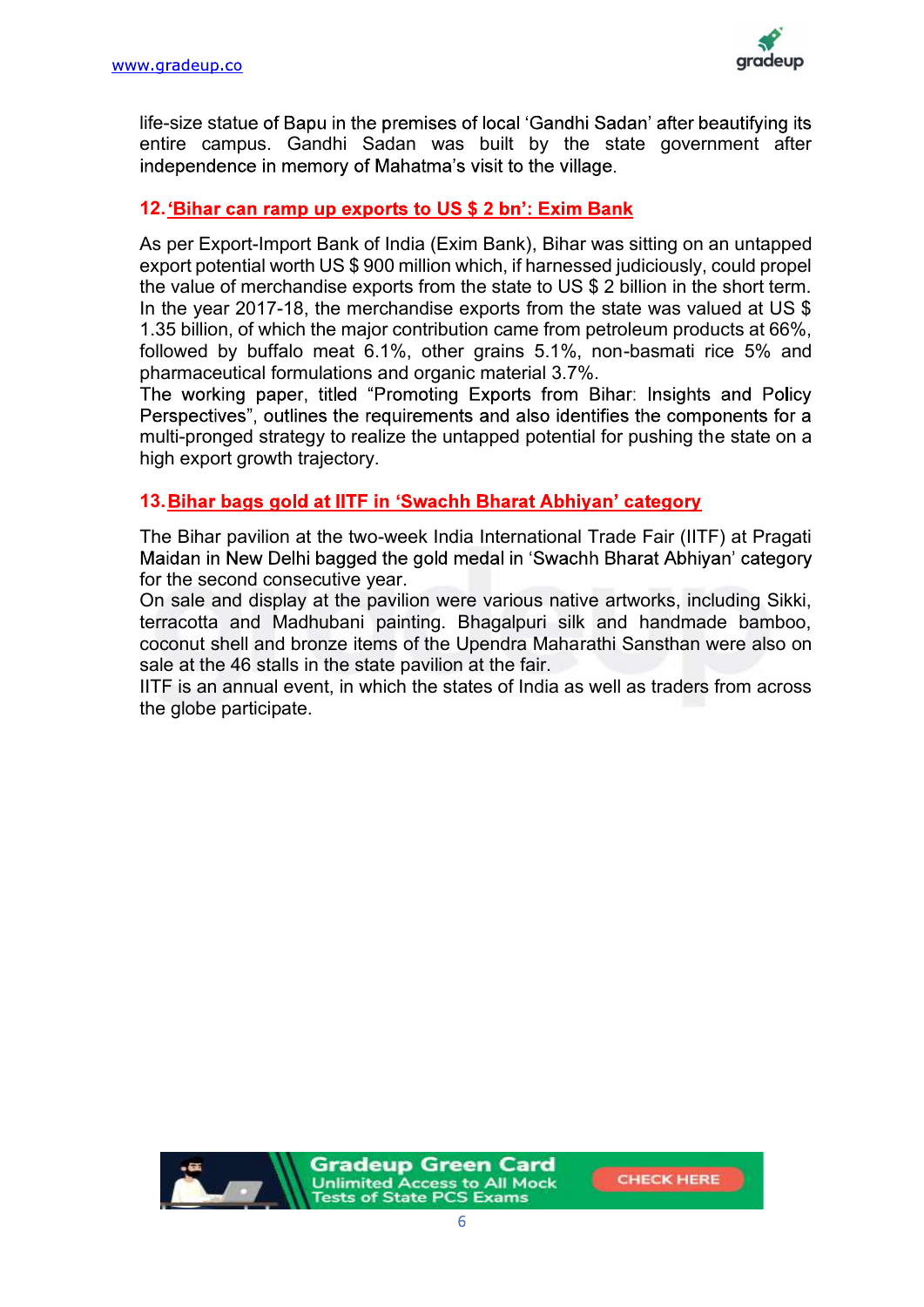life-size statue of Bapu in the premises of local 'Gandhi Sadan' after beautifying its entire campus. Gandhi Sadan was built by the state government after independence in memory of Mahatma's visit to the village.

### 12. 'Bihar can ramp up exports to US $ 2 bn': Exim Bank

As per Export-Import Bank of India (Exim Bank), Bihar was sitting on an untapped export potential worth US $ 900 million which, if harnessed judiciously, could propel the value of merchandise exports from the state to US $ 2 billion in the short term. In the year 2017-18, the merchandise exports from the state was valued at US $ 1.35 billion, of which the major contribution came from petroleum products at 66%, followed by buffalo meat 6.1%, other grains 5.1%, non-basmati rice 5% and pharmaceutical formulations and organic material 3.7%.
The working paper, titled "Promoting Exports from Bihar: Insights and Policy Perspectives", outlines the requirements and also identifies the components for a multi-pronged strategy to realize the untapped potential for pushing the state on a high export growth trajectory.

### 13. Bihar bags gold at IITF in 'Swachh Bharat Abhiyan' category

The Bihar pavilion at the two-week India International Trade Fair (IITF) at Pragati Maidan in New Delhi bagged the gold medal in 'Swachh Bharat Abhiyan' category for the second consecutive year.
On sale and display at the pavilion were various native artworks, including Sikki, terracotta and Madhubani painting. Bhagalpuri silk and handmade bamboo, coconut shell and bronze items of the Upendra Maharathi Sansthan were also on sale at the 46 stalls in the state pavilion at the fair.
IITF is an annual event, in which the states of India as well as traders from across the globe participate.